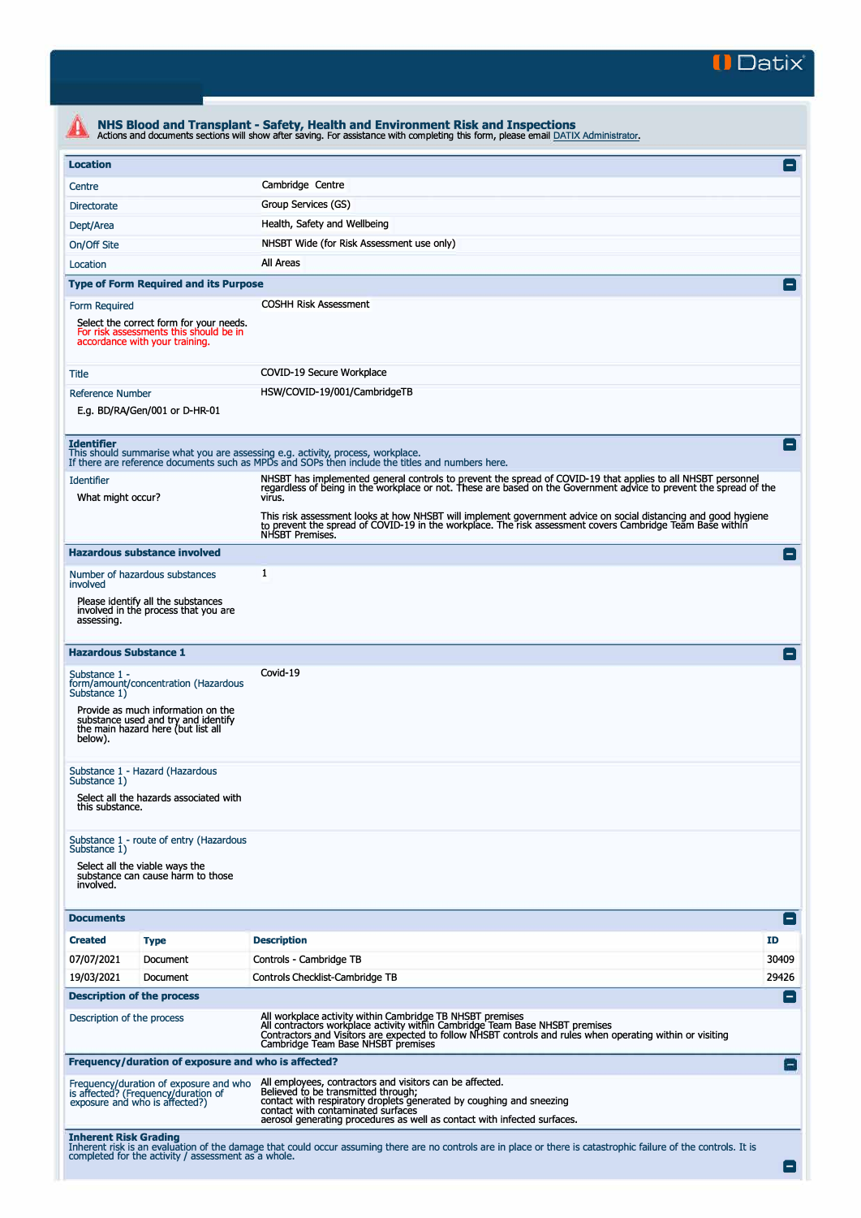# NHS Blood and Transplant - Safety, Health and Environment Risk and Inspections

Actions and documents sections will show after saving. For assistance with completing this form, please email DATIX Administrator.

## Location

| | |
|---|---|
| Centre | Cambridge Centre |
| Directorate | Group Services (GS) |
| Dept/Area | Health, Safety and Wellbeing |
| On/Off Site | NHSBT Wide (for Risk Assessment use only) |
| Location | All Areas |

## Type of Form Required and its Purpose

| | |
|---|---|
| Form Required<br><br>Select the correct form for your needs. For risk assessments this should be in accordance with your training. | COSHH Risk Assessment |
| Title | COVID-19 Secure Workplace |
| Reference Number<br><br>E.g. BD/RA/Gen/001 or D-HR-01 | HSW/COVID-19/001/CambridgeTB |

## Identifier

This should summarise what you are assessing e.g. activity, process, workplace.
If there are reference documents such as MPDs and SOPs then include the titles and numbers here.

| | |
|---|---|
| Identifier<br><br>What might occur? | NHSBT has implemented general controls to prevent the spread of COVID-19 that applies to all NHSBT personnel regardless of being in the workplace or not. These are based on the Government advice to prevent the spread of the virus.<br><br>This risk assessment looks at how NHSBT will implement government advice on social distancing and good hygiene to prevent the spread of COVID-19 in the workplace. The risk assessment covers Cambridge Team Base within NHSBT Premises. |

## Hazardous substance involved

| | |
|---|---|
| Number of hazardous substances involved<br><br>Please identify all the substances involved in the process that you are assessing. | 1 |

## Hazardous Substance 1

| | |
|---|---|
| Substance 1 - form/amount/concentration (Hazardous Substance 1)<br><br>Provide as much information on the substance used and try and identify the main hazard here (but list all below). | Covid-19 |
| Substance 1 - Hazard (Hazardous Substance 1)<br><br>Select all the hazards associated with this substance. | |
| Substance 1 - route of entry (Hazardous Substance 1)<br><br>Select all the viable ways the substance can cause harm to those involved. | |

## Documents

| Created | Type | Description | ID |
|---|---|---|---|
| 07/07/2021 | Document | Controls - Cambridge TB | 30409 |
| 19/03/2021 | Document | Controls Checklist-Cambridge TB | 29426 |

## Description of the process

| | |
|---|---|
| Description of the process | All workplace activity within Cambridge TB NHSBT premises<br>All contractors workplace activity within Cambridge Team Base NHSBT premises<br>Contractors and Visitors are expected to follow NHSBT controls and rules when operating within or visiting Cambridge Team Base NHSBT premises |

## Frequency/duration of exposure and who is affected?

| | |
|---|---|
| Frequency/duration of exposure and who is affected? (Frequency/duration of exposure and who is affected?) | All employees, contractors and visitors can be affected.<br>Believed to be transmitted through;<br>contact with respiratory droplets generated by coughing and sneezing<br>contact with contaminated surfaces<br>aerosol generating procedures as well as contact with infected surfaces. |

## Inherent Risk Grading

Inherent risk is an evaluation of the damage that could occur assuming there are no controls are in place or there is catastrophic failure of the controls. It is completed for the activity / assessment as a whole.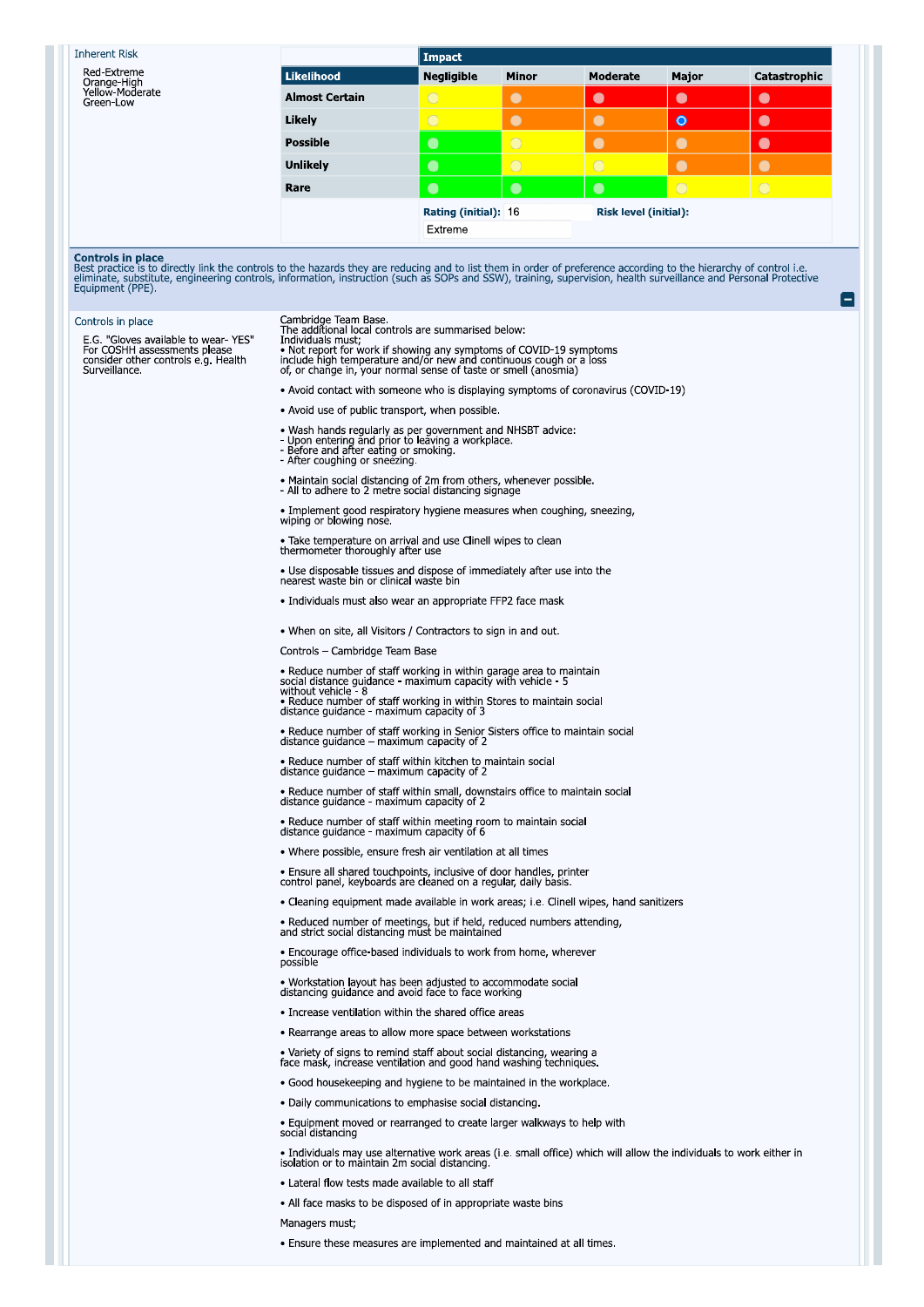## Inherent Risk

Red-Extreme
Orange-High
Yellow-Moderate
Green-Low

| | Impact | | | | |
|---|---|---|---|---|---|
| **Likelihood** | **Negligible** | **Minor** | **Moderate** | **Major** | **Catastrophic** |
| **Almost Certain** | Yellow | Orange | Red | Red | Red |
| **Likely** | Yellow | Orange | Orange | Red (selected) | Red |
| **Possible** | Green | Yellow | Orange | Orange | Red |
| **Unlikely** | Green | Yellow | Yellow | Orange | Orange |
| **Rare** | Green | Green | Green | Yellow | Yellow |

**Rating (initial):** 16

**Risk level (initial):** Extreme

## Controls in place

Best practice is to directly link the controls to the hazards they are reducing and to list them in order of preference according to the hierarchy of control i.e. eliminate, substitute, engineering controls, information, instruction (such as SOPs and SSW), training, supervision, health surveillance and Personal Protective Equipment (PPE).

### Controls in place

E.G. "Gloves available to wear- YES"
For COSHH assessments please consider other controls e.g. Health Surveillance.

Cambridge Team Base.
The additional local controls are summarised below:
Individuals must;

• Not report for work if showing any symptoms of COVID-19 symptoms include high temperature and/or new and continuous cough or a loss of, or change in, your normal sense of taste or smell (anosmia)

• Avoid contact with someone who is displaying symptoms of coronavirus (COVID-19)

• Avoid use of public transport, when possible.

• Wash hands regularly as per government and NHSBT advice:
- Upon entering and prior to leaving a workplace.
- Before and after eating or smoking.
- After coughing or sneezing.

• Maintain social distancing of 2m from others, whenever possible.
- All to adhere to 2 metre social distancing signage

• Implement good respiratory hygiene measures when coughing, sneezing, wiping or blowing nose.

• Take temperature on arrival and use Clinell wipes to clean thermometer thoroughly after use

• Use disposable tissues and dispose of immediately after use into the nearest waste bin or clinical waste bin

• Individuals must also wear an appropriate FFP2 face mask

• When on site, all Visitors / Contractors to sign in and out.

Controls – Cambridge Team Base

• Reduce number of staff working in within garage area to maintain social distance guidance - maximum capacity with vehicle - 5 without vehicle - 8

• Reduce number of staff working in within Stores to maintain social distance guidance - maximum capacity of 3

• Reduce number of staff working in Senior Sisters office to maintain social distance guidance – maximum capacity of 2

• Reduce number of staff within kitchen to maintain social distance guidance – maximum capacity of 2

• Reduce number of staff within small, downstairs office to maintain social distance guidance - maximum capacity of 2

• Reduce number of staff within meeting room to maintain social distance guidance - maximum capacity of 6

• Where possible, ensure fresh air ventilation at all times

• Ensure all shared touchpoints, inclusive of door handles, printer control panel, keyboards are cleaned on a regular, daily basis.

• Cleaning equipment made available in work areas; i.e. Clinell wipes, hand sanitizers

• Reduced number of meetings, but if held, reduced numbers attending, and strict social distancing must be maintained

• Encourage office-based individuals to work from home, wherever possible

• Workstation layout has been adjusted to accommodate social distancing guidance and avoid face to face working

• Increase ventilation within the shared office areas

• Rearrange areas to allow more space between workstations

• Variety of signs to remind staff about social distancing, wearing a face mask, increase ventilation and good hand washing techniques.

• Good housekeeping and hygiene to be maintained in the workplace.

• Daily communications to emphasise social distancing.

• Equipment moved or rearranged to create larger walkways to help with social distancing

• Individuals may use alternative work areas (i.e. small office) which will allow the individuals to work either in isolation or to maintain 2m social distancing.

• Lateral flow tests made available to all staff

• All face masks to be disposed of in appropriate waste bins

Managers must;

• Ensure these measures are implemented and maintained at all times.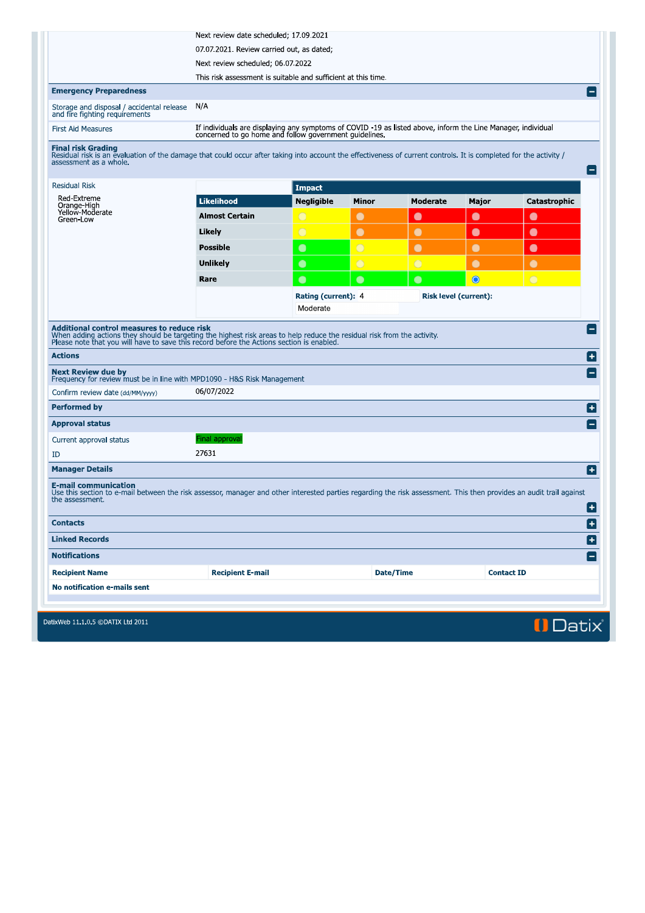Next review date scheduled; 17.09.2021

07.07.2021. Review carried out, as dated;

Next review scheduled; 06.07.2022

This risk assessment is suitable and sufficient at this time.

## Emergency Preparedness

| | |
|---|---|
| Storage and disposal / accidental release and fire fighting requirements | N/A |
| First Aid Measures | If individuals are displaying any symptoms of COVID -19 as listed above, inform the Line Manager, individual concerned to go home and follow government guidelines. |

## Final risk Grading

Residual risk is an evaluation of the damage that could occur after taking into account the effectiveness of current controls. It is completed for the activity / assessment as a whole.

Residual Risk

Red-Extreme
Orange-High
Yellow-Moderate
Green-Low

| | Impact | | | | |
|---|---|---|---|---|---|
| **Likelihood** | **Negligible** | **Minor** | **Moderate** | **Major** | **Catastrophic** |
| **Almost Certain** | Yellow | Orange | Red | Red | Red |
| **Likely** | Yellow | Orange | Orange | Red | Red |
| **Possible** | Green | Yellow | Orange | Orange | Red |
| **Unlikely** | Green | Yellow | Yellow | Orange | Orange |
| **Rare** | Green | Green | Green | Yellow (selected) | Yellow |

**Rating (current):** 4 **Risk level (current):** Moderate

## Additional control measures to reduce risk

When adding actions they should be targeting the highest risk areas to help reduce the residual risk from the activity.
Please note that you will have to save this record before the Actions section is enabled.

## Actions

## Next Review due by

Frequency for review must be in line with MPD1090 - H&S Risk Management

Confirm review date (dd/MM/yyyy) 06/07/2022

## Performed by

## Approval status

| | |
|---|---|
| Current approval status | Final approval |
| ID | 27631 |

## Manager Details

## E-mail communication

Use this section to e-mail between the risk assessor, manager and other interested parties regarding the risk assessment. This then provides an audit trail against the assessment.

## Contacts

## Linked Records

## Notifications

| Recipient Name | Recipient E-mail | Date/Time | Contact ID |
|---|---|---|---|
| No notification e-mails sent | | | |

DatixWeb 11.1.0.5 ©DATIX Ltd 2011